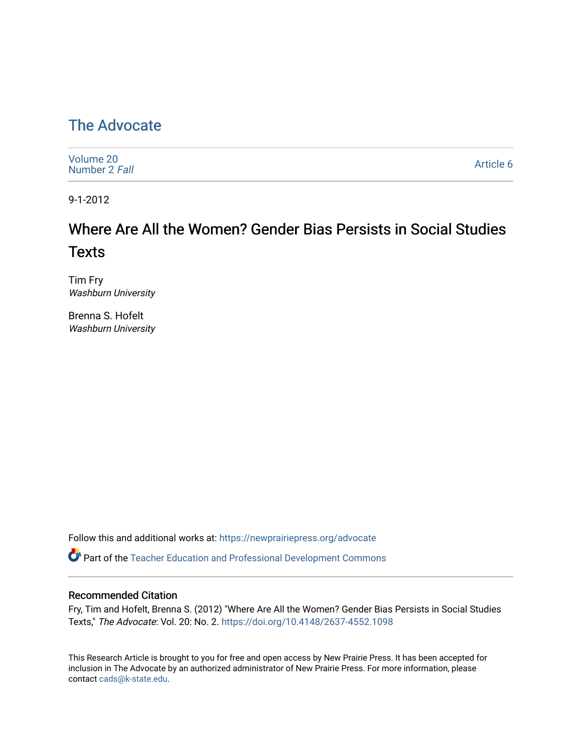# The Advocate

Volume 20
Number 2 *Fall*

Article 6

9-1-2012

## Where Are All the Women? Gender Bias Persists in Social Studies Texts

Tim Fry
*Washburn University*

Brenna S. Hofelt
*Washburn University*

Follow this and additional works at: https://newprairiepress.org/advocate

Part of the Teacher Education and Professional Development Commons

### Recommended Citation

Fry, Tim and Hofelt, Brenna S. (2012) "Where Are All the Women? Gender Bias Persists in Social Studies Texts," *The Advocate*: Vol. 20: No. 2. https://doi.org/10.4148/2637-4552.1098

This Research Article is brought to you for free and open access by New Prairie Press. It has been accepted for inclusion in The Advocate by an authorized administrator of New Prairie Press. For more information, please contact cads@k-state.edu.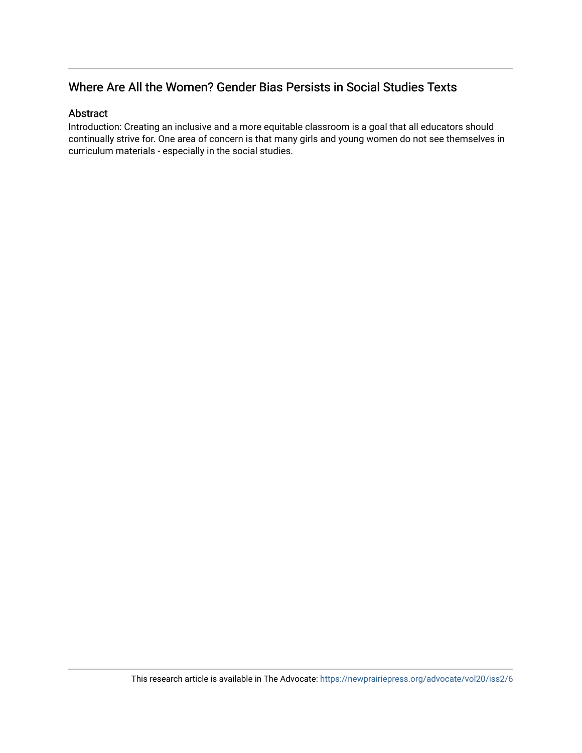## Where Are All the Women? Gender Bias Persists in Social Studies Texts

### Abstract

Introduction: Creating an inclusive and a more equitable classroom is a goal that all educators should continually strive for. One area of concern is that many girls and young women do not see themselves in curriculum materials - especially in the social studies.

This research article is available in The Advocate: https://newprairiepress.org/advocate/vol20/iss2/6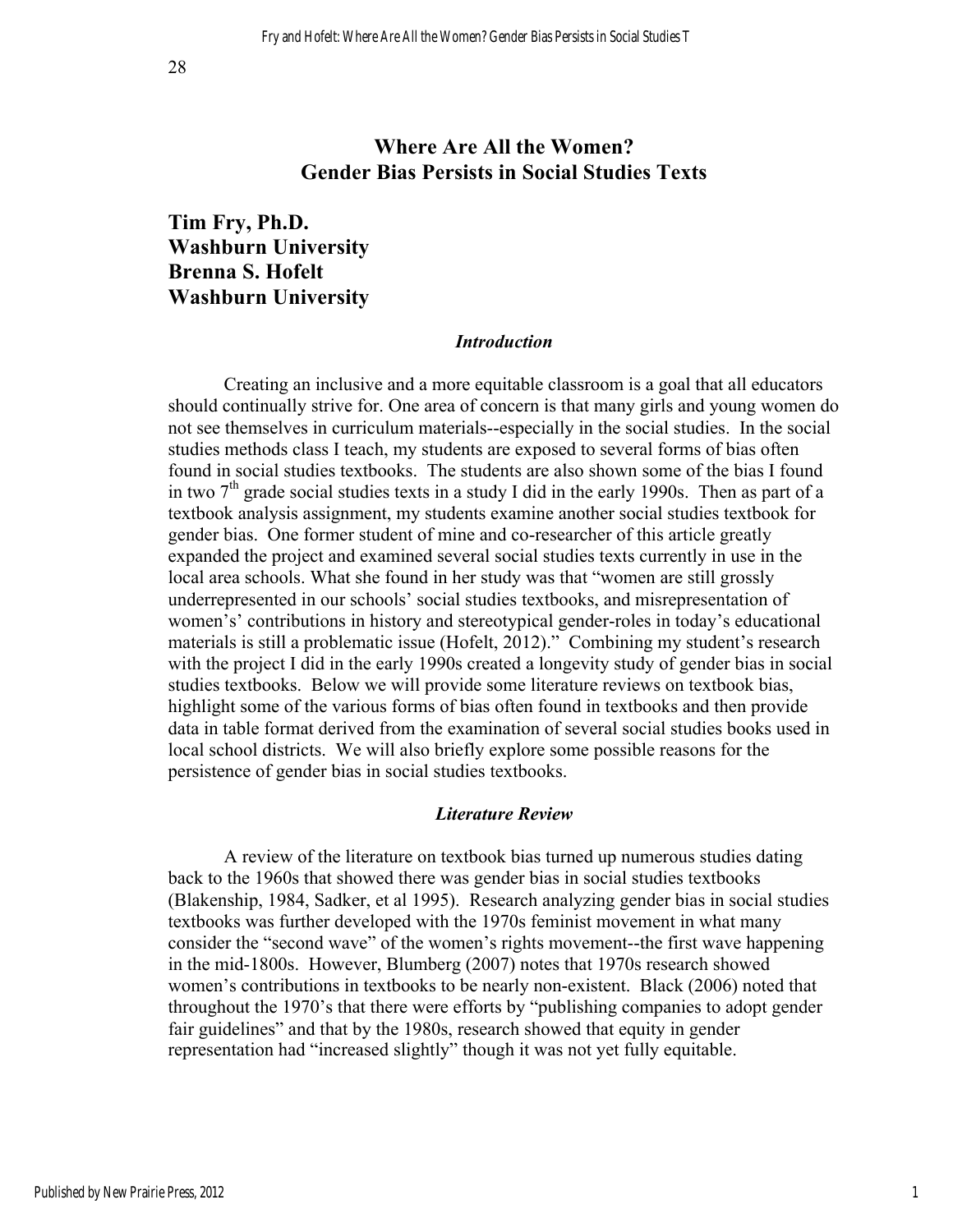# Where Are All the Women? Gender Bias Persists in Social Studies Texts

**Tim Fry, Ph.D.**
**Washburn University**
**Brenna S. Hofelt**
**Washburn University**

### *Introduction*

Creating an inclusive and a more equitable classroom is a goal that all educators should continually strive for. One area of concern is that many girls and young women do not see themselves in curriculum materials--especially in the social studies. In the social studies methods class I teach, my students are exposed to several forms of bias often found in social studies textbooks. The students are also shown some of the bias I found in two 7th grade social studies texts in a study I did in the early 1990s. Then as part of a textbook analysis assignment, my students examine another social studies textbook for gender bias. One former student of mine and co-researcher of this article greatly expanded the project and examined several social studies texts currently in use in the local area schools. What she found in her study was that "women are still grossly underrepresented in our schools' social studies textbooks, and misrepresentation of women's' contributions in history and stereotypical gender-roles in today's educational materials is still a problematic issue (Hofelt, 2012)." Combining my student's research with the project I did in the early 1990s created a longevity study of gender bias in social studies textbooks. Below we will provide some literature reviews on textbook bias, highlight some of the various forms of bias often found in textbooks and then provide data in table format derived from the examination of several social studies books used in local school districts. We will also briefly explore some possible reasons for the persistence of gender bias in social studies textbooks.

### *Literature Review*

A review of the literature on textbook bias turned up numerous studies dating back to the 1960s that showed there was gender bias in social studies textbooks (Blakenship, 1984, Sadker, et al 1995). Research analyzing gender bias in social studies textbooks was further developed with the 1970s feminist movement in what many consider the "second wave" of the women's rights movement--the first wave happening in the mid-1800s. However, Blumberg (2007) notes that 1970s research showed women's contributions in textbooks to be nearly non-existent. Black (2006) noted that throughout the 1970's that there were efforts by "publishing companies to adopt gender fair guidelines" and that by the 1980s, research showed that equity in gender representation had "increased slightly" though it was not yet fully equitable.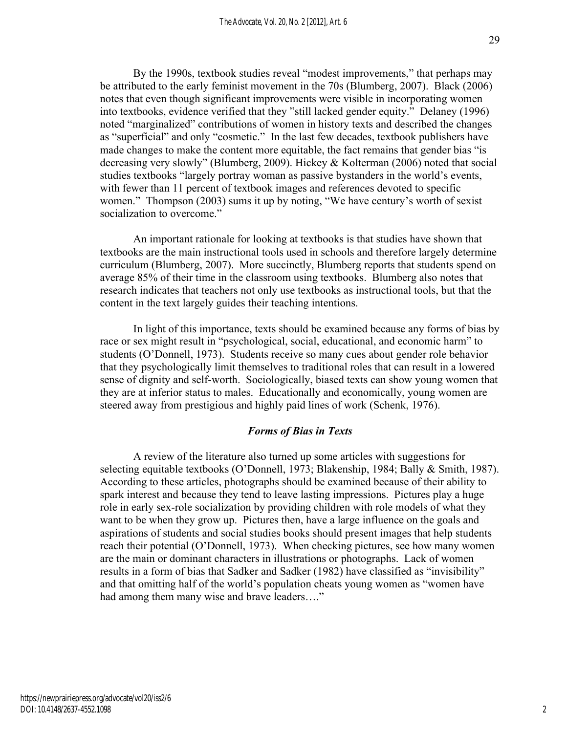By the 1990s, textbook studies reveal "modest improvements," that perhaps may be attributed to the early feminist movement in the 70s (Blumberg, 2007). Black (2006) notes that even though significant improvements were visible in incorporating women into textbooks, evidence verified that they "still lacked gender equity." Delaney (1996) noted "marginalized" contributions of women in history texts and described the changes as "superficial" and only "cosmetic." In the last few decades, textbook publishers have made changes to make the content more equitable, the fact remains that gender bias "is decreasing very slowly" (Blumberg, 2009). Hickey & Kolterman (2006) noted that social studies textbooks "largely portray woman as passive bystanders in the world's events, with fewer than 11 percent of textbook images and references devoted to specific women." Thompson (2003) sums it up by noting, "We have century's worth of sexist socialization to overcome."

An important rationale for looking at textbooks is that studies have shown that textbooks are the main instructional tools used in schools and therefore largely determine curriculum (Blumberg, 2007). More succinctly, Blumberg reports that students spend on average 85% of their time in the classroom using textbooks. Blumberg also notes that research indicates that teachers not only use textbooks as instructional tools, but that the content in the text largely guides their teaching intentions.

In light of this importance, texts should be examined because any forms of bias by race or sex might result in "psychological, social, educational, and economic harm" to students (O'Donnell, 1973). Students receive so many cues about gender role behavior that they psychologically limit themselves to traditional roles that can result in a lowered sense of dignity and self-worth. Sociologically, biased texts can show young women that they are at inferior status to males. Educationally and economically, young women are steered away from prestigious and highly paid lines of work (Schenk, 1976).

### *Forms of Bias in Texts*

A review of the literature also turned up some articles with suggestions for selecting equitable textbooks (O'Donnell, 1973; Blakenship, 1984; Bally & Smith, 1987). According to these articles, photographs should be examined because of their ability to spark interest and because they tend to leave lasting impressions. Pictures play a huge role in early sex-role socialization by providing children with role models of what they want to be when they grow up. Pictures then, have a large influence on the goals and aspirations of students and social studies books should present images that help students reach their potential (O'Donnell, 1973). When checking pictures, see how many women are the main or dominant characters in illustrations or photographs. Lack of women results in a form of bias that Sadker and Sadker (1982) have classified as "invisibility" and that omitting half of the world's population cheats young women as "women have had among them many wise and brave leaders…."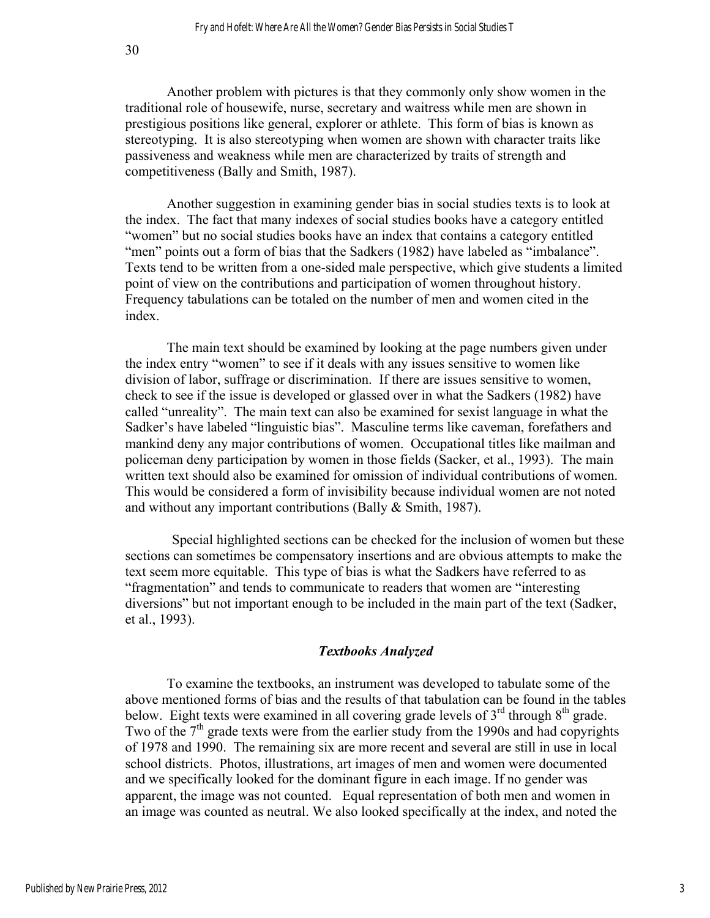Another problem with pictures is that they commonly only show women in the traditional role of housewife, nurse, secretary and waitress while men are shown in prestigious positions like general, explorer or athlete. This form of bias is known as stereotyping. It is also stereotyping when women are shown with character traits like passiveness and weakness while men are characterized by traits of strength and competitiveness (Bally and Smith, 1987).

Another suggestion in examining gender bias in social studies texts is to look at the index. The fact that many indexes of social studies books have a category entitled "women" but no social studies books have an index that contains a category entitled "men" points out a form of bias that the Sadkers (1982) have labeled as "imbalance". Texts tend to be written from a one-sided male perspective, which give students a limited point of view on the contributions and participation of women throughout history. Frequency tabulations can be totaled on the number of men and women cited in the index.

The main text should be examined by looking at the page numbers given under the index entry "women" to see if it deals with any issues sensitive to women like division of labor, suffrage or discrimination. If there are issues sensitive to women, check to see if the issue is developed or glassed over in what the Sadkers (1982) have called "unreality". The main text can also be examined for sexist language in what the Sadker's have labeled "linguistic bias". Masculine terms like caveman, forefathers and mankind deny any major contributions of women. Occupational titles like mailman and policeman deny participation by women in those fields (Sacker, et al., 1993). The main written text should also be examined for omission of individual contributions of women. This would be considered a form of invisibility because individual women are not noted and without any important contributions (Bally & Smith, 1987).

Special highlighted sections can be checked for the inclusion of women but these sections can sometimes be compensatory insertions and are obvious attempts to make the text seem more equitable. This type of bias is what the Sadkers have referred to as "fragmentation" and tends to communicate to readers that women are "interesting diversions" but not important enough to be included in the main part of the text (Sadker, et al., 1993).

### *Textbooks Analyzed*

To examine the textbooks, an instrument was developed to tabulate some of the above mentioned forms of bias and the results of that tabulation can be found in the tables below. Eight texts were examined in all covering grade levels of 3rd through 8th grade. Two of the 7th grade texts were from the earlier study from the 1990s and had copyrights of 1978 and 1990. The remaining six are more recent and several are still in use in local school districts. Photos, illustrations, art images of men and women were documented and we specifically looked for the dominant figure in each image. If no gender was apparent, the image was not counted. Equal representation of both men and women in an image was counted as neutral. We also looked specifically at the index, and noted the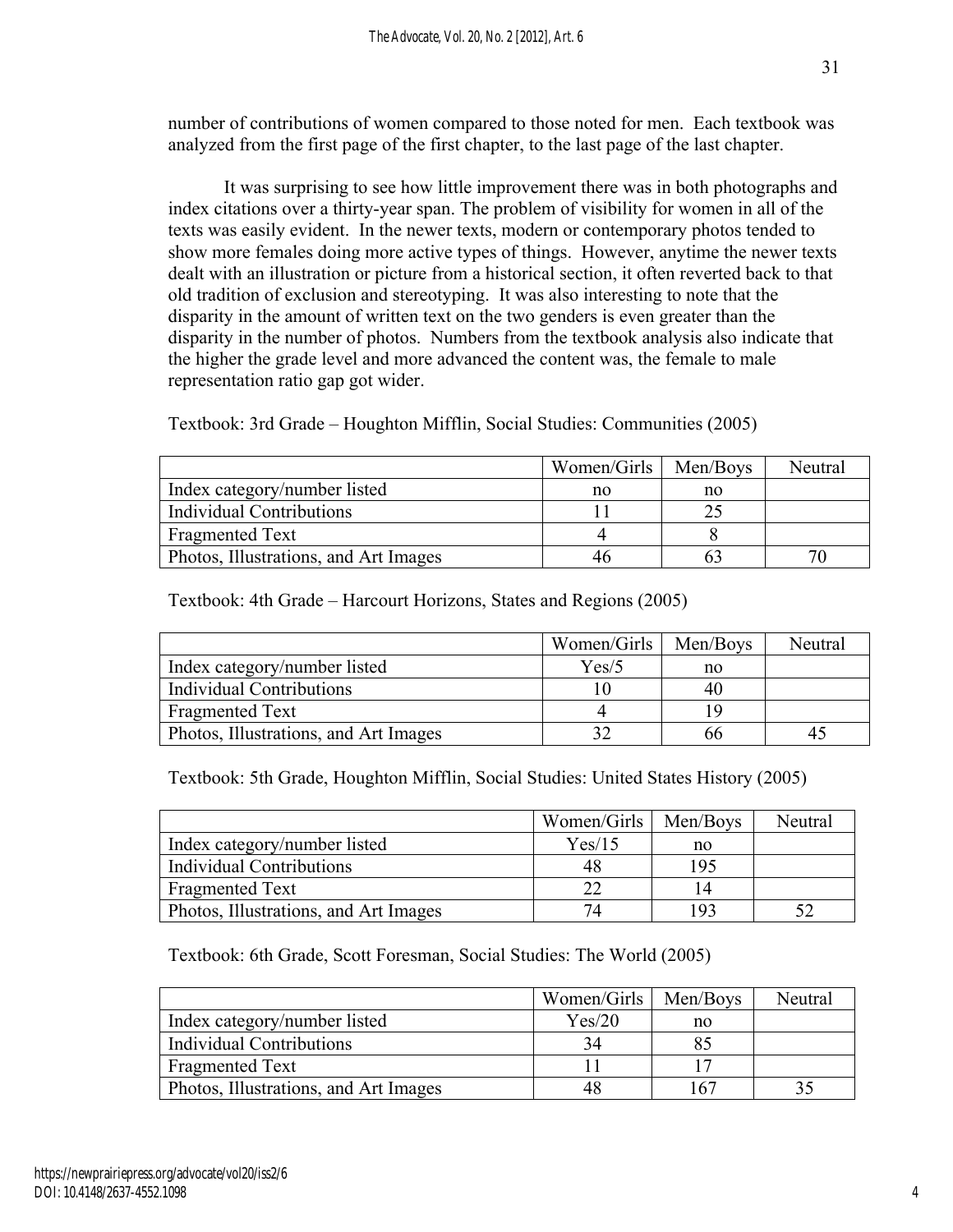number of contributions of women compared to those noted for men. Each textbook was analyzed from the first page of the first chapter, to the last page of the last chapter.

It was surprising to see how little improvement there was in both photographs and index citations over a thirty-year span. The problem of visibility for women in all of the texts was easily evident. In the newer texts, modern or contemporary photos tended to show more females doing more active types of things. However, anytime the newer texts dealt with an illustration or picture from a historical section, it often reverted back to that old tradition of exclusion and stereotyping. It was also interesting to note that the disparity in the amount of written text on the two genders is even greater than the disparity in the number of photos. Numbers from the textbook analysis also indicate that the higher the grade level and more advanced the content was, the female to male representation ratio gap got wider.

Textbook: 3rd Grade – Houghton Mifflin, Social Studies: Communities (2005)

| | Women/Girls | Men/Boys | Neutral |
|---|---|---|---|
| Index category/number listed | no | no | |
| Individual Contributions | 11 | 25 | |
| Fragmented Text | 4 | 8 | |
| Photos, Illustrations, and Art Images | 46 | 63 | 70 |

Textbook: 4th Grade – Harcourt Horizons, States and Regions (2005)

| | Women/Girls | Men/Boys | Neutral |
|---|---|---|---|
| Index category/number listed | Yes/5 | no | |
| Individual Contributions | 10 | 40 | |
| Fragmented Text | 4 | 19 | |
| Photos, Illustrations, and Art Images | 32 | 66 | 45 |

Textbook: 5th Grade, Houghton Mifflin, Social Studies: United States History (2005)

| | Women/Girls | Men/Boys | Neutral |
|---|---|---|---|
| Index category/number listed | Yes/15 | no | |
| Individual Contributions | 48 | 195 | |
| Fragmented Text | 22 | 14 | |
| Photos, Illustrations, and Art Images | 74 | 193 | 52 |

Textbook: 6th Grade, Scott Foresman, Social Studies: The World (2005)

| | Women/Girls | Men/Boys | Neutral |
|---|---|---|---|
| Index category/number listed | Yes/20 | no | |
| Individual Contributions | 34 | 85 | |
| Fragmented Text | 11 | 17 | |
| Photos, Illustrations, and Art Images | 48 | 167 | 35 |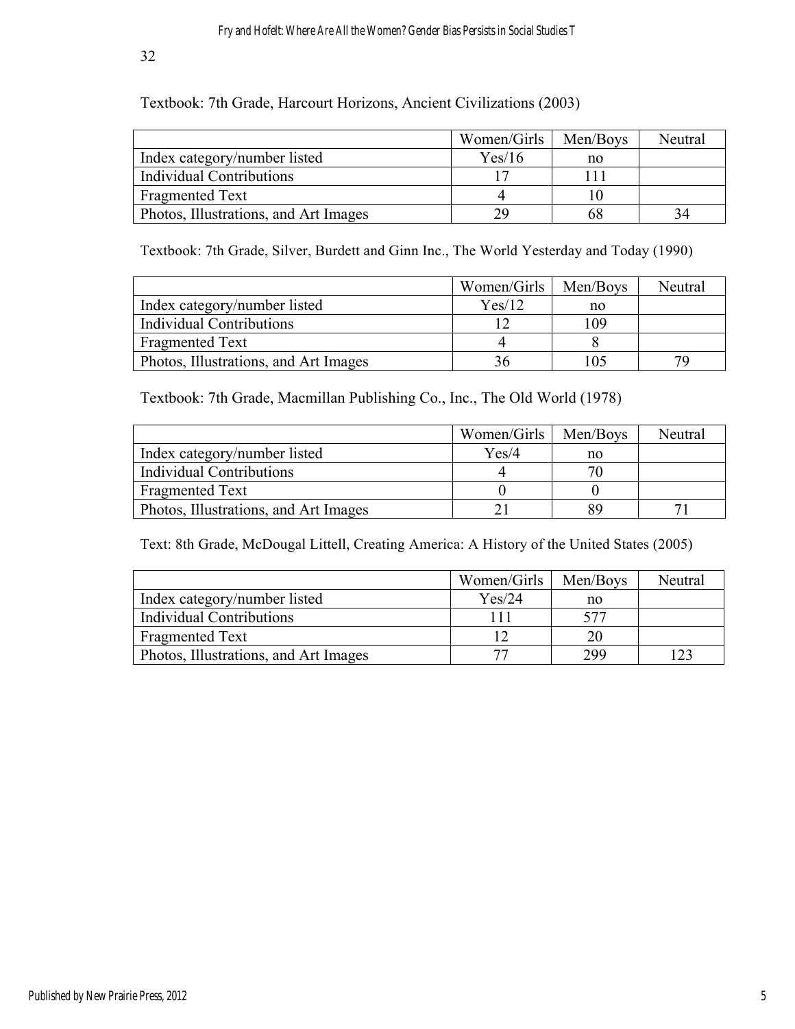Textbook: 7th Grade, Harcourt Horizons, Ancient Civilizations (2003)

| | Women/Girls | Men/Boys | Neutral |
|---|---|---|---|
| Index category/number listed | Yes/16 | no | |
| Individual Contributions | 17 | 111 | |
| Fragmented Text | 4 | 10 | |
| Photos, Illustrations, and Art Images | 29 | 68 | 34 |

Textbook: 7th Grade, Silver, Burdett and Ginn Inc., The World Yesterday and Today (1990)

| | Women/Girls | Men/Boys | Neutral |
|---|---|---|---|
| Index category/number listed | Yes/12 | no | |
| Individual Contributions | 12 | 109 | |
| Fragmented Text | 4 | 8 | |
| Photos, Illustrations, and Art Images | 36 | 105 | 79 |

Textbook: 7th Grade, Macmillan Publishing Co., Inc., The Old World (1978)

| | Women/Girls | Men/Boys | Neutral |
|---|---|---|---|
| Index category/number listed | Yes/4 | no | |
| Individual Contributions | 4 | 70 | |
| Fragmented Text | 0 | 0 | |
| Photos, Illustrations, and Art Images | 21 | 89 | 71 |

Text: 8th Grade, McDougal Littell, Creating America: A History of the United States (2005)

| | Women/Girls | Men/Boys | Neutral |
|---|---|---|---|
| Index category/number listed | Yes/24 | no | |
| Individual Contributions | 111 | 577 | |
| Fragmented Text | 12 | 20 | |
| Photos, Illustrations, and Art Images | 77 | 299 | 123 |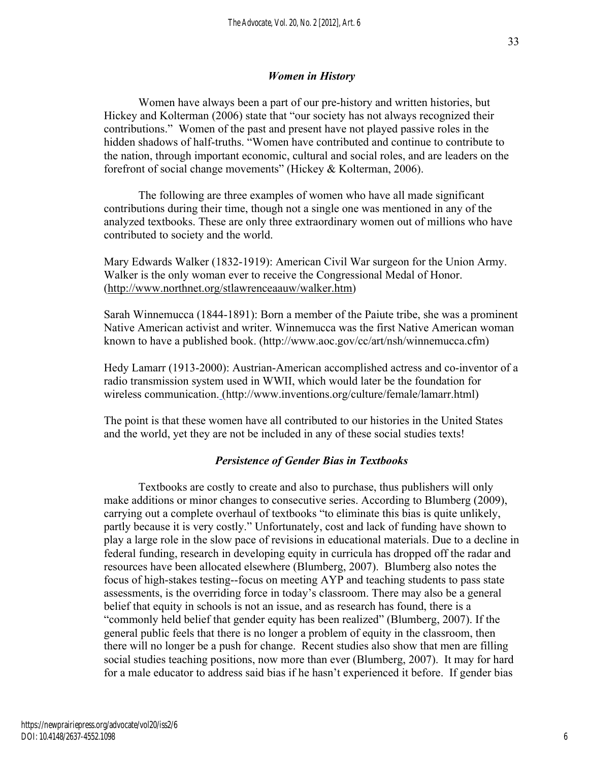### *Women in History*

Women have always been a part of our pre-history and written histories, but Hickey and Kolterman (2006) state that "our society has not always recognized their contributions." Women of the past and present have not played passive roles in the hidden shadows of half-truths. "Women have contributed and continue to contribute to the nation, through important economic, cultural and social roles, and are leaders on the forefront of social change movements" (Hickey & Kolterman, 2006).

The following are three examples of women who have all made significant contributions during their time, though not a single one was mentioned in any of the analyzed textbooks. These are only three extraordinary women out of millions who have contributed to society and the world.

Mary Edwards Walker (1832-1919): American Civil War surgeon for the Union Army. Walker is the only woman ever to receive the Congressional Medal of Honor. (http://www.northnet.org/stlawrenceaauw/walker.htm)

Sarah Winnemucca (1844-1891): Born a member of the Paiute tribe, she was a prominent Native American activist and writer. Winnemucca was the first Native American woman known to have a published book. (http://www.aoc.gov/cc/art/nsh/winnemucca.cfm)

Hedy Lamarr (1913-2000): Austrian-American accomplished actress and co-inventor of a radio transmission system used in WWII, which would later be the foundation for wireless communication. (http://www.inventions.org/culture/female/lamarr.html)

The point is that these women have all contributed to our histories in the United States and the world, yet they are not be included in any of these social studies texts!

### *Persistence of Gender Bias in Textbooks*

Textbooks are costly to create and also to purchase, thus publishers will only make additions or minor changes to consecutive series. According to Blumberg (2009), carrying out a complete overhaul of textbooks "to eliminate this bias is quite unlikely, partly because it is very costly." Unfortunately, cost and lack of funding have shown to play a large role in the slow pace of revisions in educational materials. Due to a decline in federal funding, research in developing equity in curricula has dropped off the radar and resources have been allocated elsewhere (Blumberg, 2007). Blumberg also notes the focus of high-stakes testing--focus on meeting AYP and teaching students to pass state assessments, is the overriding force in today's classroom. There may also be a general belief that equity in schools is not an issue, and as research has found, there is a "commonly held belief that gender equity has been realized" (Blumberg, 2007). If the general public feels that there is no longer a problem of equity in the classroom, then there will no longer be a push for change. Recent studies also show that men are filling social studies teaching positions, now more than ever (Blumberg, 2007). It may for hard for a male educator to address said bias if he hasn't experienced it before. If gender bias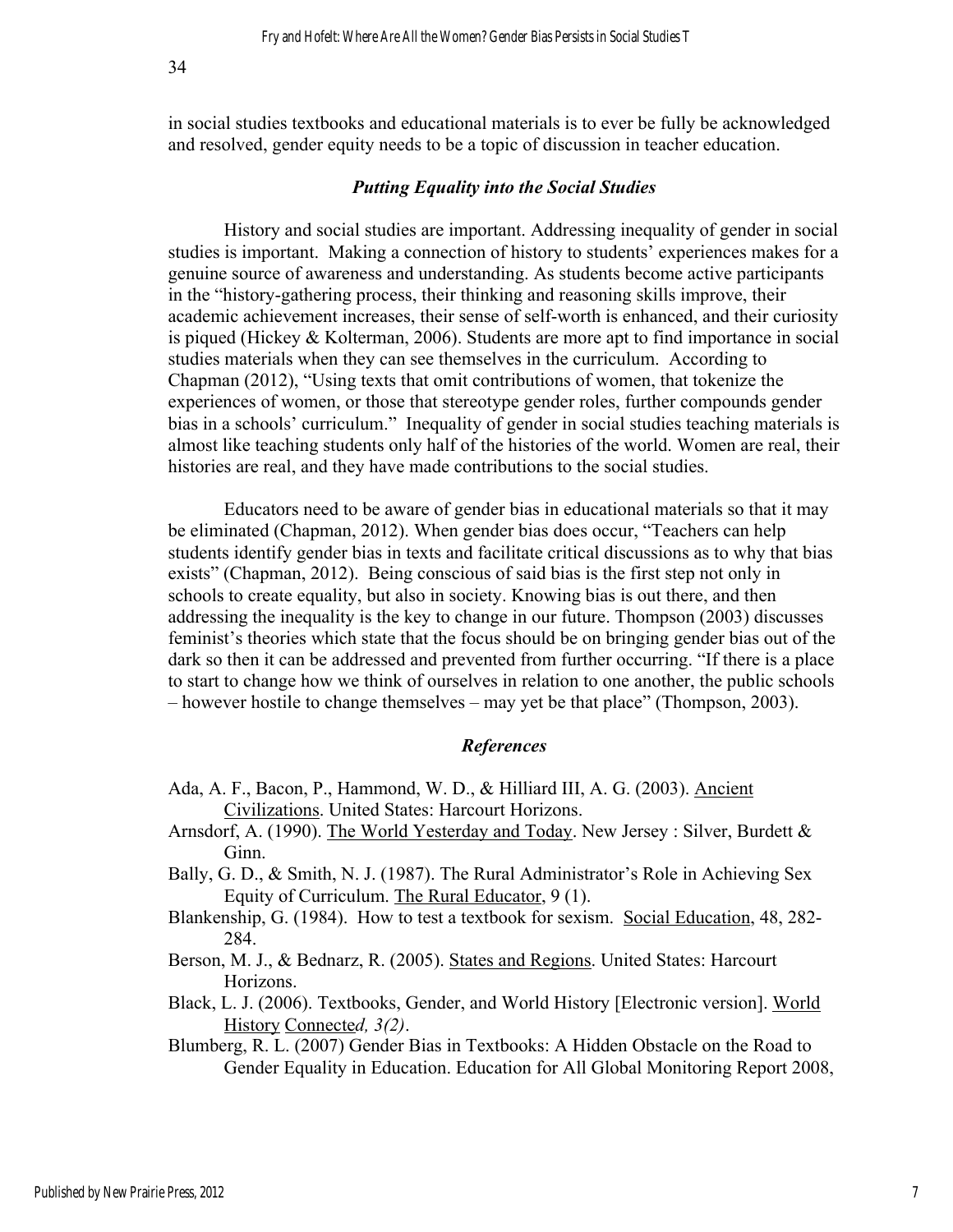in social studies textbooks and educational materials is to ever be fully be acknowledged and resolved, gender equity needs to be a topic of discussion in teacher education.

### *Putting Equality into the Social Studies*

History and social studies are important. Addressing inequality of gender in social studies is important. Making a connection of history to students' experiences makes for a genuine source of awareness and understanding. As students become active participants in the "history-gathering process, their thinking and reasoning skills improve, their academic achievement increases, their sense of self-worth is enhanced, and their curiosity is piqued (Hickey & Kolterman, 2006). Students are more apt to find importance in social studies materials when they can see themselves in the curriculum. According to Chapman (2012), "Using texts that omit contributions of women, that tokenize the experiences of women, or those that stereotype gender roles, further compounds gender bias in a schools' curriculum." Inequality of gender in social studies teaching materials is almost like teaching students only half of the histories of the world. Women are real, their histories are real, and they have made contributions to the social studies.

Educators need to be aware of gender bias in educational materials so that it may be eliminated (Chapman, 2012). When gender bias does occur, "Teachers can help students identify gender bias in texts and facilitate critical discussions as to why that bias exists" (Chapman, 2012). Being conscious of said bias is the first step not only in schools to create equality, but also in society. Knowing bias is out there, and then addressing the inequality is the key to change in our future. Thompson (2003) discusses feminist's theories which state that the focus should be on bringing gender bias out of the dark so then it can be addressed and prevented from further occurring. "If there is a place to start to change how we think of ourselves in relation to one another, the public schools – however hostile to change themselves – may yet be that place" (Thompson, 2003).

### *References*

Ada, A. F., Bacon, P., Hammond, W. D., & Hilliard III, A. G. (2003). Ancient Civilizations. United States: Harcourt Horizons.

Arnsdorf, A. (1990). The World Yesterday and Today. New Jersey : Silver, Burdett & Ginn.

Bally, G. D., & Smith, N. J. (1987). The Rural Administrator's Role in Achieving Sex Equity of Curriculum. The Rural Educator, 9 (1).

Blankenship, G. (1984). How to test a textbook for sexism. Social Education, 48, 282-284.

Berson, M. J., & Bednarz, R. (2005). States and Regions. United States: Harcourt Horizons.

Black, L. J. (2006). Textbooks, Gender, and World History [Electronic version]. World History Connected*, 3(2)*.

Blumberg, R. L. (2007) Gender Bias in Textbooks: A Hidden Obstacle on the Road to Gender Equality in Education. Education for All Global Monitoring Report 2008,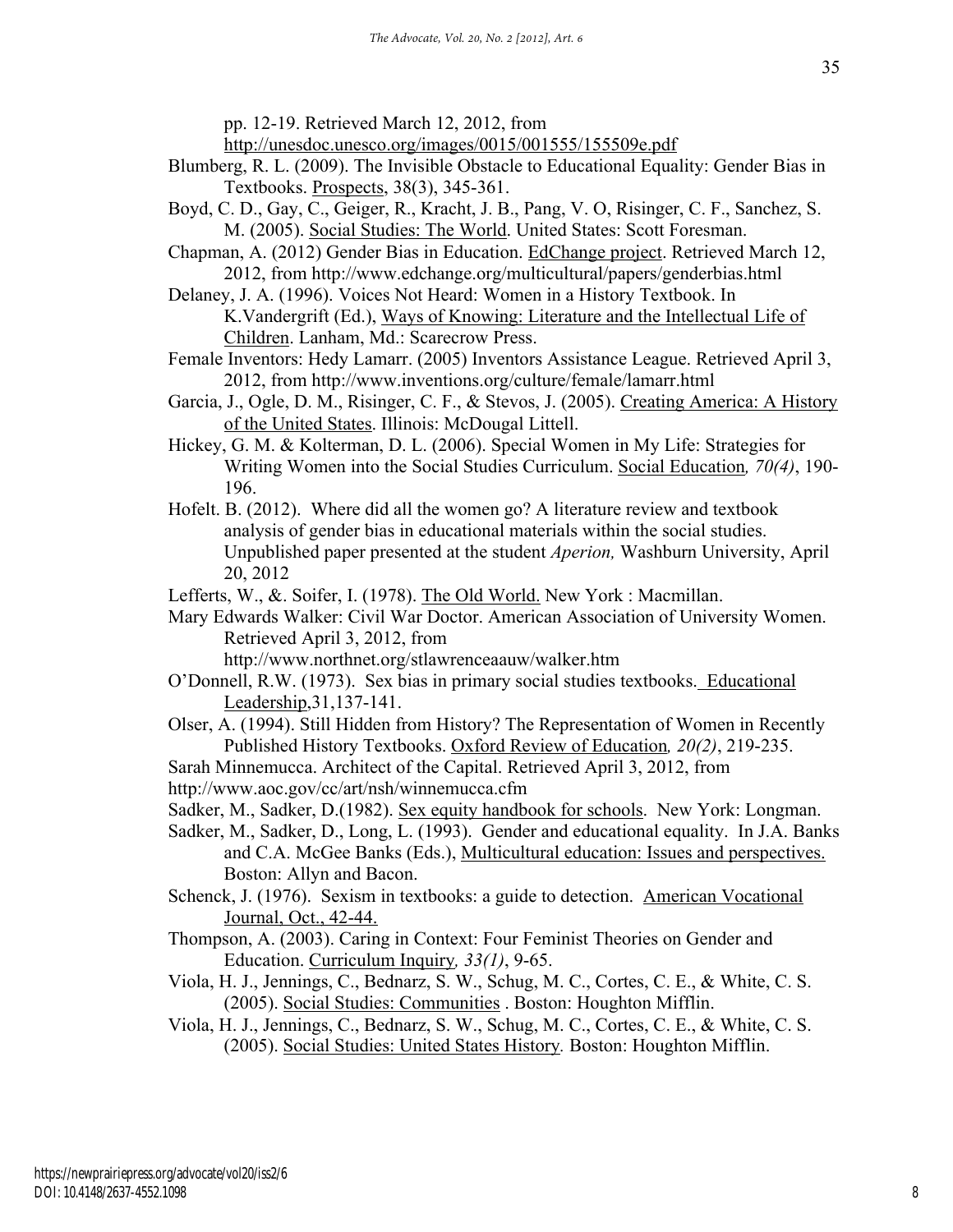pp. 12-19. Retrieved March 12, 2012, from http://unesdoc.unesco.org/images/0015/001555/155509e.pdf

Blumberg, R. L. (2009). The Invisible Obstacle to Educational Equality: Gender Bias in Textbooks. Prospects, 38(3), 345-361.

Boyd, C. D., Gay, C., Geiger, R., Kracht, J. B., Pang, V. O, Risinger, C. F., Sanchez, S. M. (2005). Social Studies: The World. United States: Scott Foresman.

Chapman, A. (2012) Gender Bias in Education. EdChange project. Retrieved March 12, 2012, from http://www.edchange.org/multicultural/papers/genderbias.html

Delaney, J. A. (1996). Voices Not Heard: Women in a History Textbook. In K.Vandergrift (Ed.), Ways of Knowing: Literature and the Intellectual Life of Children. Lanham, Md.: Scarecrow Press.

Female Inventors: Hedy Lamarr. (2005) Inventors Assistance League. Retrieved April 3, 2012, from http://www.inventions.org/culture/female/lamarr.html

Garcia, J., Ogle, D. M., Risinger, C. F., & Stevos, J. (2005). Creating America: A History of the United States. Illinois: McDougal Littell.

Hickey, G. M. & Kolterman, D. L. (2006). Special Women in My Life: Strategies for Writing Women into the Social Studies Curriculum. Social Education*, 70(4)*, 190-196.

Hofelt. B. (2012). Where did all the women go? A literature review and textbook analysis of gender bias in educational materials within the social studies. Unpublished paper presented at the student *Aperion,* Washburn University, April 20, 2012

Lefferts, W., &. Soifer, I. (1978). The Old World. New York : Macmillan.

Mary Edwards Walker: Civil War Doctor. American Association of University Women. Retrieved April 3, 2012, from http://www.northnet.org/stlawrenceaauw/walker.htm

O'Donnell, R.W. (1973). Sex bias in primary social studies textbooks. Educational Leadership,31,137-141.

Olser, A. (1994). Still Hidden from History? The Representation of Women in Recently Published History Textbooks. Oxford Review of Education*, 20(2)*, 219-235.

Sarah Minnemucca. Architect of the Capital. Retrieved April 3, 2012, from http://www.aoc.gov/cc/art/nsh/winnemucca.cfm

Sadker, M., Sadker, D.(1982). Sex equity handbook for schools. New York: Longman.

Sadker, M., Sadker, D., Long, L. (1993). Gender and educational equality. In J.A. Banks and C.A. McGee Banks (Eds.), Multicultural education: Issues and perspectives. Boston: Allyn and Bacon.

Schenck, J. (1976). Sexism in textbooks: a guide to detection. American Vocational Journal, Oct., 42-44.

Thompson, A. (2003). Caring in Context: Four Feminist Theories on Gender and Education. Curriculum Inquiry*, 33(1)*, 9-65.

Viola, H. J., Jennings, C., Bednarz, S. W., Schug, M. C., Cortes, C. E., & White, C. S. (2005). Social Studies: Communities . Boston: Houghton Mifflin.

Viola, H. J., Jennings, C., Bednarz, S. W., Schug, M. C., Cortes, C. E., & White, C. S. (2005). Social Studies: United States History*.* Boston: Houghton Mifflin.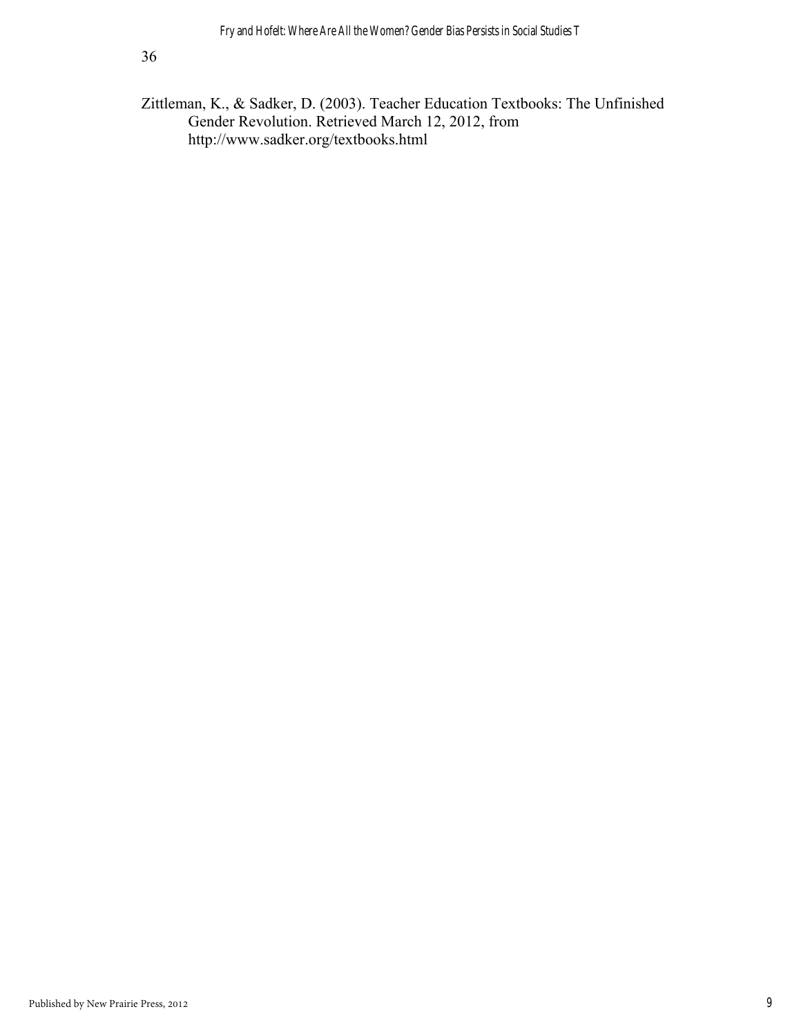Zittleman, K., & Sadker, D. (2003). Teacher Education Textbooks: The Unfinished Gender Revolution. Retrieved March 12, 2012, from http://www.sadker.org/textbooks.html